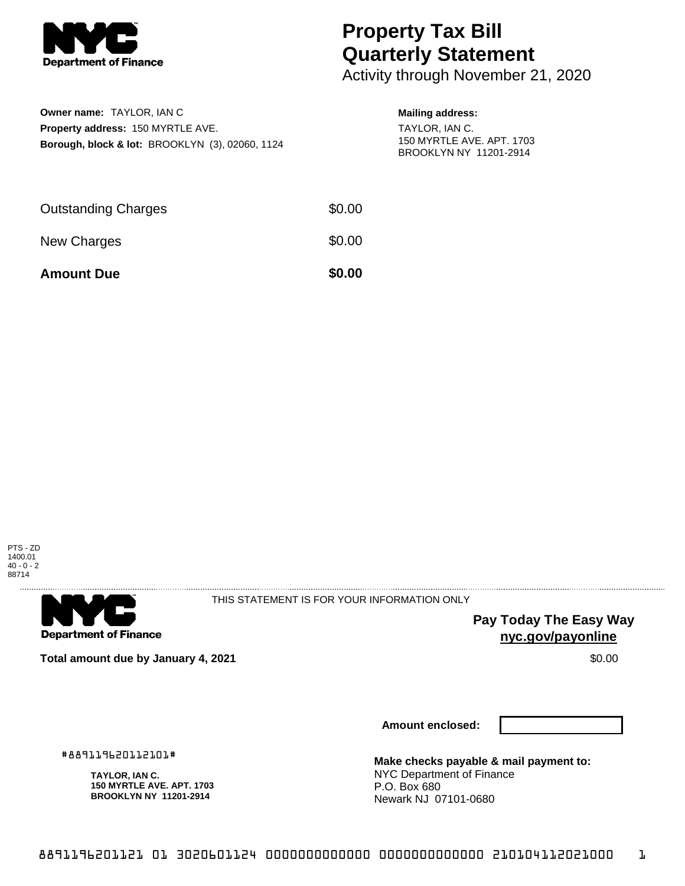# Property Tax Bill Quarterly Statement

Activity through November 21, 2020

**Owner name:** TAYLOR, IAN C
**Property address:** 150 MYRTLE AVE.
**Borough, block & lot:** BROOKLYN (3), 02060, 1124

**Mailing address:**
TAYLOR, IAN C.
150 MYRTLE AVE. APT. 1703
BROOKLYN NY 11201-2914

| | |
|---|---|
| Outstanding Charges | $0.00 |
| New Charges | $0.00 |
| **Amount Due** | **$0.00** |

PTS - ZD
1400.01
40 - 0 - 2
88714

THIS STATEMENT IS FOR YOUR INFORMATION ONLY

**Pay Today The Easy Way**
**nyc.gov/payonline**

**Total amount due by January 4, 2021** $0.00

**Amount enclosed:**

#889119620112101#

**TAYLOR, IAN C.**
**150 MYRTLE AVE. APT. 1703**
**BROOKLYN NY 11201-2914**

**Make checks payable & mail payment to:**
NYC Department of Finance
P.O. Box 680
Newark NJ 07101-0680

889119620112101 3020601124 0000000000000 0000000000000 210104112021000 1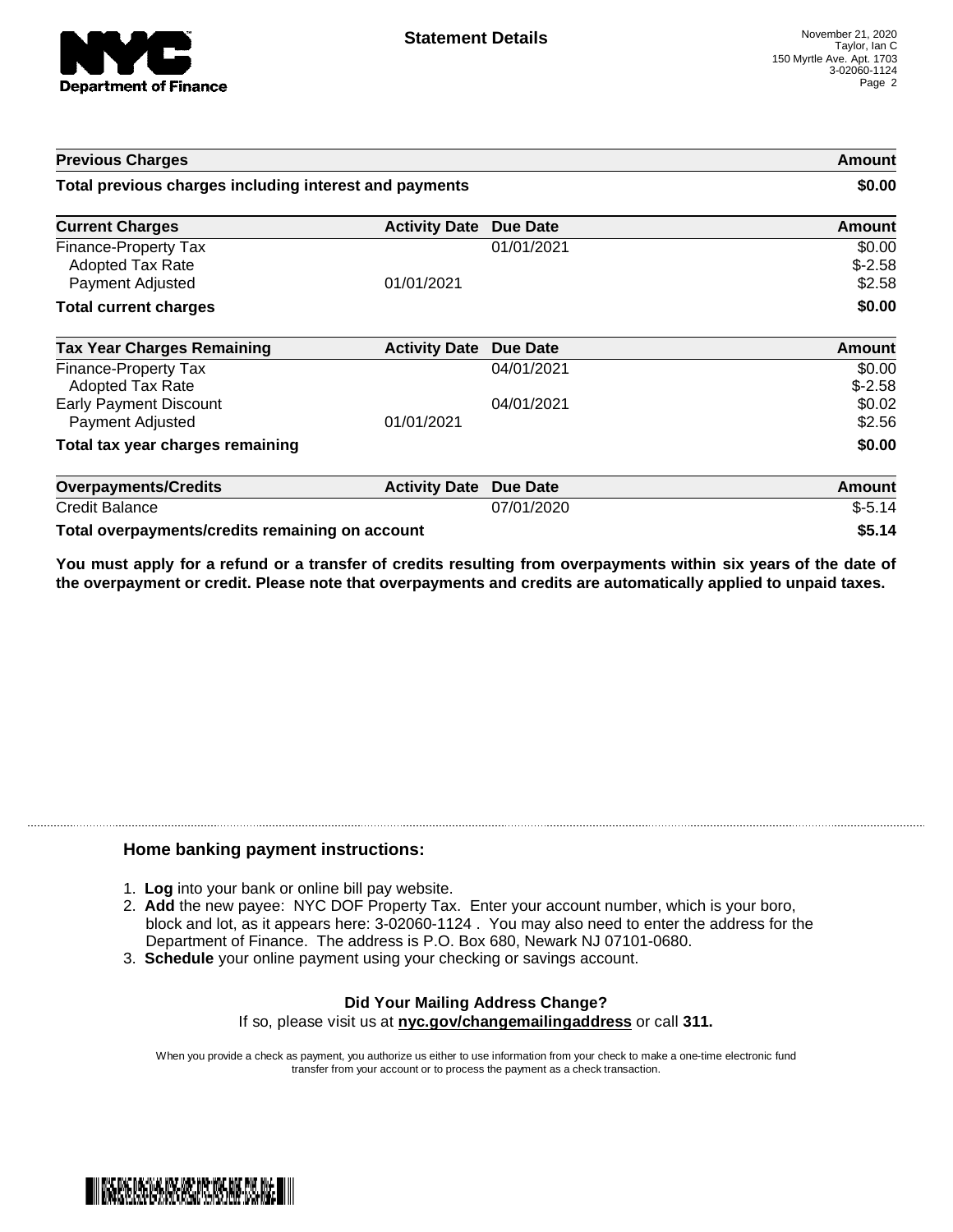**Statement Details**

November 21, 2020
Taylor, Ian C
150 Myrtle Ave. Apt. 1703
3-02060-1124

| Previous Charges | | | Amount |
|---|---|---|---|
| **Total previous charges including interest and payments** | | | **$0.00** |

| Current Charges | Activity Date | Due Date | Amount |
|---|---|---|---|
| Finance-Property Tax | | 01/01/2021 | $0.00 |
| Adopted Tax Rate | | | $-2.58 |
| Payment Adjusted | 01/01/2021 | | $2.58 |
| **Total current charges** | | | **$0.00** |

| Tax Year Charges Remaining | Activity Date | Due Date | Amount |
|---|---|---|---|
| Finance-Property Tax | | 04/01/2021 | $0.00 |
| Adopted Tax Rate | | | $-2.58 |
| Early Payment Discount | | 04/01/2021 | $0.02 |
| Payment Adjusted | 01/01/2021 | | $2.56 |
| **Total tax year charges remaining** | | | **$0.00** |

| Overpayments/Credits | Activity Date | Due Date | Amount |
|---|---|---|---|
| Credit Balance | | 07/01/2020 | $-5.14 |
| **Total overpayments/credits remaining on account** | | | **$5.14** |

**You must apply for a refund or a transfer of credits resulting from overpayments within six years of the date of the overpayment or credit. Please note that overpayments and credits are automatically applied to unpaid taxes.**

### Home banking payment instructions:

1. **Log** into your bank or online bill pay website.
2. **Add** the new payee: NYC DOF Property Tax. Enter your account number, which is your boro, block and lot, as it appears here: 3-02060-1124 . You may also need to enter the address for the Department of Finance. The address is P.O. Box 680, Newark NJ 07101-0680.
3. **Schedule** your online payment using your checking or savings account.

**Did Your Mailing Address Change?**
If so, please visit us at **nyc.gov/changemailingaddress** or call **311.**

When you provide a check as payment, you authorize us either to use information from your check to make a one-time electronic fund transfer from your account or to process the payment as a check transaction.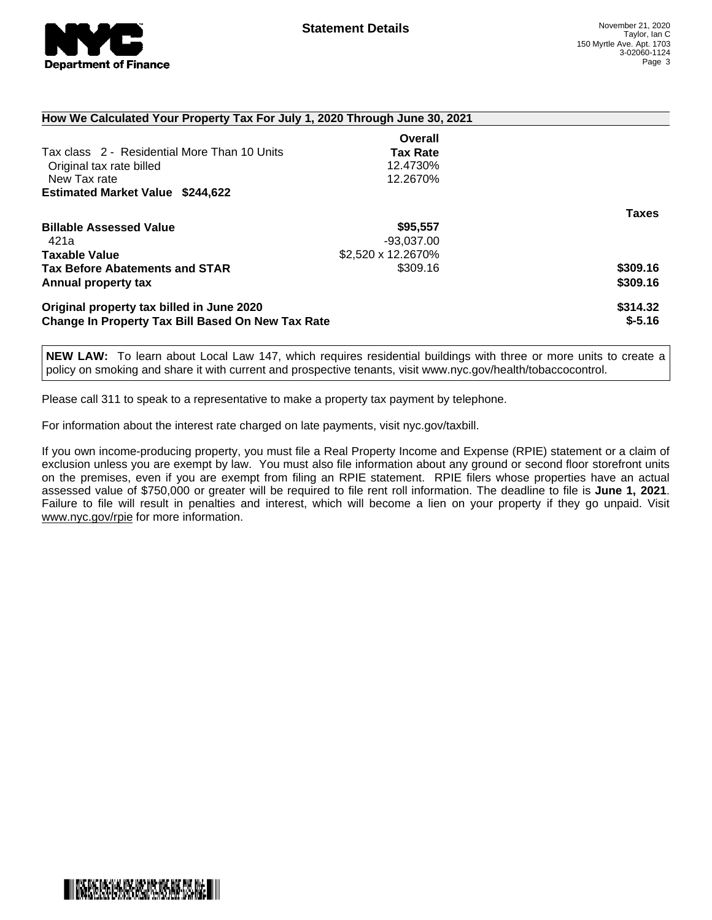**Statement Details**

November 21, 2020
Taylor, Ian C
150 Myrtle Ave. Apt. 1703
3-02060-1124

## How We Calculated Your Property Tax For July 1, 2020 Through June 30, 2021

| | Overall Tax Rate | |
|---|---|---|
| Tax class 2 - Residential More Than 10 Units | | |
| Original tax rate billed | 12.4730% | |
| New Tax rate | 12.2670% | |
| **Estimated Market Value $244,622** | | |
| | | **Taxes** |
| **Billable Assessed Value** | **$95,557** | |
| 421a | -93,037.00 | |
| **Taxable Value** | $2,520 x 12.2670% | |
| **Tax Before Abatements and STAR** | $309.16 | **$309.16** |
| **Annual property tax** | | **$309.16** |
| **Original property tax billed in June 2020** | | **$314.32** |
| **Change In Property Tax Bill Based On New Tax Rate** | | **$-5.16** |

**NEW LAW:** To learn about Local Law 147, which requires residential buildings with three or more units to create a policy on smoking and share it with current and prospective tenants, visit www.nyc.gov/health/tobaccocontrol.

Please call 311 to speak to a representative to make a property tax payment by telephone.

For information about the interest rate charged on late payments, visit nyc.gov/taxbill.

If you own income-producing property, you must file a Real Property Income and Expense (RPIE) statement or a claim of exclusion unless you are exempt by law. You must also file information about any ground or second floor storefront units on the premises, even if you are exempt from filing an RPIE statement. RPIE filers whose properties have an actual assessed value of $750,000 or greater will be required to file rent roll information. The deadline to file is **June 1, 2021**. Failure to file will result in penalties and interest, which will become a lien on your property if they go unpaid. Visit www.nyc.gov/rpie for more information.